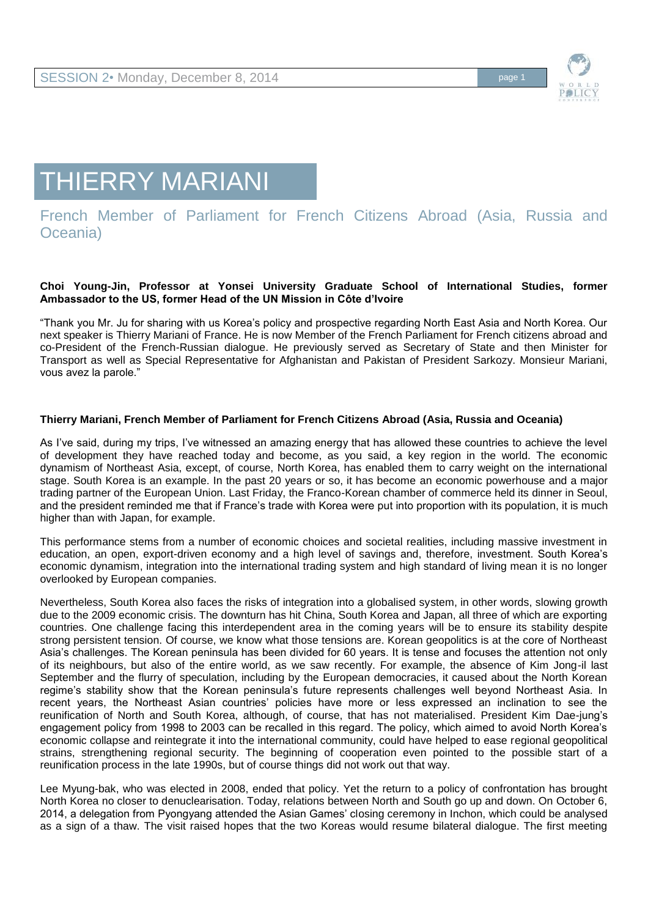# THIERRY MARIANI

## French Member of Parliament for French Citizens Abroad (Asia, Russia and Oceania)

**Choi Young-Jin, Professor at Yonsei University Graduate School of International Studies, former Ambassador to the US, former Head of the UN Mission in Côte d'Ivoire**

"Thank you Mr. Ju for sharing with us Korea's policy and prospective regarding North East Asia and North Korea. Our next speaker is Thierry Mariani of France. He is now Member of the French Parliament for French citizens abroad and co-President of the French-Russian dialogue. He previously served as Secretary of State and then Minister for Transport as well as Special Representative for Afghanistan and Pakistan of President Sarkozy. Monsieur Mariani, vous avez la parole."

**Thierry Mariani, French Member of Parliament for French Citizens Abroad (Asia, Russia and Oceania)**

As I've said, during my trips, I've witnessed an amazing energy that has allowed these countries to achieve the level of development they have reached today and become, as you said, a key region in the world. The economic dynamism of Northeast Asia, except, of course, North Korea, has enabled them to carry weight on the international stage. South Korea is an example. In the past 20 years or so, it has become an economic powerhouse and a major trading partner of the European Union. Last Friday, the Franco-Korean chamber of commerce held its dinner in Seoul, and the president reminded me that if France's trade with Korea were put into proportion with its population, it is much higher than with Japan, for example.

This performance stems from a number of economic choices and societal realities, including massive investment in education, an open, export-driven economy and a high level of savings and, therefore, investment. South Korea's economic dynamism, integration into the international trading system and high standard of living mean it is no longer overlooked by European companies.

Nevertheless, South Korea also faces the risks of integration into a globalised system, in other words, slowing growth due to the 2009 economic crisis. The downturn has hit China, South Korea and Japan, all three of which are exporting countries. One challenge facing this interdependent area in the coming years will be to ensure its stability despite strong persistent tension. Of course, we know what those tensions are. Korean geopolitics is at the core of Northeast Asia's challenges. The Korean peninsula has been divided for 60 years. It is tense and focuses the attention not only of its neighbours, but also of the entire world, as we saw recently. For example, the absence of Kim Jong-il last September and the flurry of speculation, including by the European democracies, it caused about the North Korean regime's stability show that the Korean peninsula's future represents challenges well beyond Northeast Asia. In recent years, the Northeast Asian countries' policies have more or less expressed an inclination to see the reunification of North and South Korea, although, of course, that has not materialised. President Kim Dae-jung's engagement policy from 1998 to 2003 can be recalled in this regard. The policy, which aimed to avoid North Korea's economic collapse and reintegrate it into the international community, could have helped to ease regional geopolitical strains, strengthening regional security. The beginning of cooperation even pointed to the possible start of a reunification process in the late 1990s, but of course things did not work out that way.

Lee Myung-bak, who was elected in 2008, ended that policy. Yet the return to a policy of confrontation has brought North Korea no closer to denuclearisation. Today, relations between North and South go up and down. On October 6, 2014, a delegation from Pyongyang attended the Asian Games' closing ceremony in Inchon, which could be analysed as a sign of a thaw. The visit raised hopes that the two Koreas would resume bilateral dialogue. The first meeting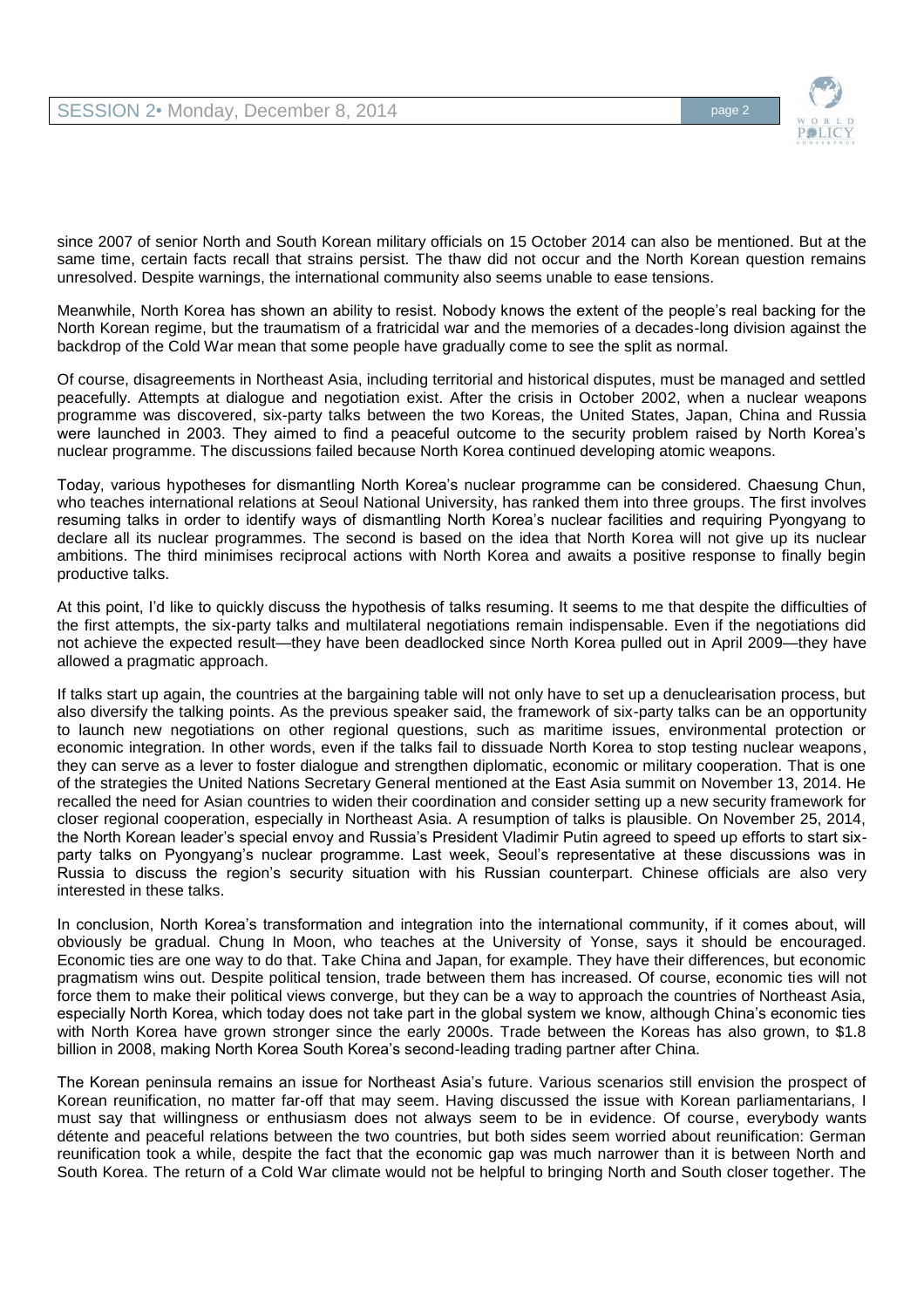since 2007 of senior North and South Korean military officials on 15 October 2014 can also be mentioned. But at the same time, certain facts recall that strains persist. The thaw did not occur and the North Korean question remains unresolved. Despite warnings, the international community also seems unable to ease tensions.

Meanwhile, North Korea has shown an ability to resist. Nobody knows the extent of the people's real backing for the North Korean regime, but the traumatism of a fratricidal war and the memories of a decades-long division against the backdrop of the Cold War mean that some people have gradually come to see the split as normal.

Of course, disagreements in Northeast Asia, including territorial and historical disputes, must be managed and settled peacefully. Attempts at dialogue and negotiation exist. After the crisis in October 2002, when a nuclear weapons programme was discovered, six-party talks between the two Koreas, the United States, Japan, China and Russia were launched in 2003. They aimed to find a peaceful outcome to the security problem raised by North Korea's nuclear programme. The discussions failed because North Korea continued developing atomic weapons.

Today, various hypotheses for dismantling North Korea's nuclear programme can be considered. Chaesung Chun, who teaches international relations at Seoul National University, has ranked them into three groups. The first involves resuming talks in order to identify ways of dismantling North Korea's nuclear facilities and requiring Pyongyang to declare all its nuclear programmes. The second is based on the idea that North Korea will not give up its nuclear ambitions. The third minimises reciprocal actions with North Korea and awaits a positive response to finally begin productive talks.

At this point, I'd like to quickly discuss the hypothesis of talks resuming. It seems to me that despite the difficulties of the first attempts, the six-party talks and multilateral negotiations remain indispensable. Even if the negotiations did not achieve the expected result—they have been deadlocked since North Korea pulled out in April 2009—they have allowed a pragmatic approach.

If talks start up again, the countries at the bargaining table will not only have to set up a denuclearisation process, but also diversify the talking points. As the previous speaker said, the framework of six-party talks can be an opportunity to launch new negotiations on other regional questions, such as maritime issues, environmental protection or economic integration. In other words, even if the talks fail to dissuade North Korea to stop testing nuclear weapons, they can serve as a lever to foster dialogue and strengthen diplomatic, economic or military cooperation. That is one of the strategies the United Nations Secretary General mentioned at the East Asia summit on November 13, 2014. He recalled the need for Asian countries to widen their coordination and consider setting up a new security framework for closer regional cooperation, especially in Northeast Asia. A resumption of talks is plausible. On November 25, 2014, the North Korean leader's special envoy and Russia's President Vladimir Putin agreed to speed up efforts to start six-party talks on Pyongyang's nuclear programme. Last week, Seoul's representative at these discussions was in Russia to discuss the region's security situation with his Russian counterpart. Chinese officials are also very interested in these talks.

In conclusion, North Korea's transformation and integration into the international community, if it comes about, will obviously be gradual. Chung In Moon, who teaches at the University of Yonse, says it should be encouraged. Economic ties are one way to do that. Take China and Japan, for example. They have their differences, but economic pragmatism wins out. Despite political tension, trade between them has increased. Of course, economic ties will not force them to make their political views converge, but they can be a way to approach the countries of Northeast Asia, especially North Korea, which today does not take part in the global system we know, although China's economic ties with North Korea have grown stronger since the early 2000s. Trade between the Koreas has also grown, to \$1.8 billion in 2008, making North Korea South Korea's second-leading trading partner after China.

The Korean peninsula remains an issue for Northeast Asia's future. Various scenarios still envision the prospect of Korean reunification, no matter far-off that may seem. Having discussed the issue with Korean parliamentarians, I must say that willingness or enthusiasm does not always seem to be in evidence. Of course, everybody wants détente and peaceful relations between the two countries, but both sides seem worried about reunification: German reunification took a while, despite the fact that the economic gap was much narrower than it is between North and South Korea. The return of a Cold War climate would not be helpful to bringing North and South closer together. The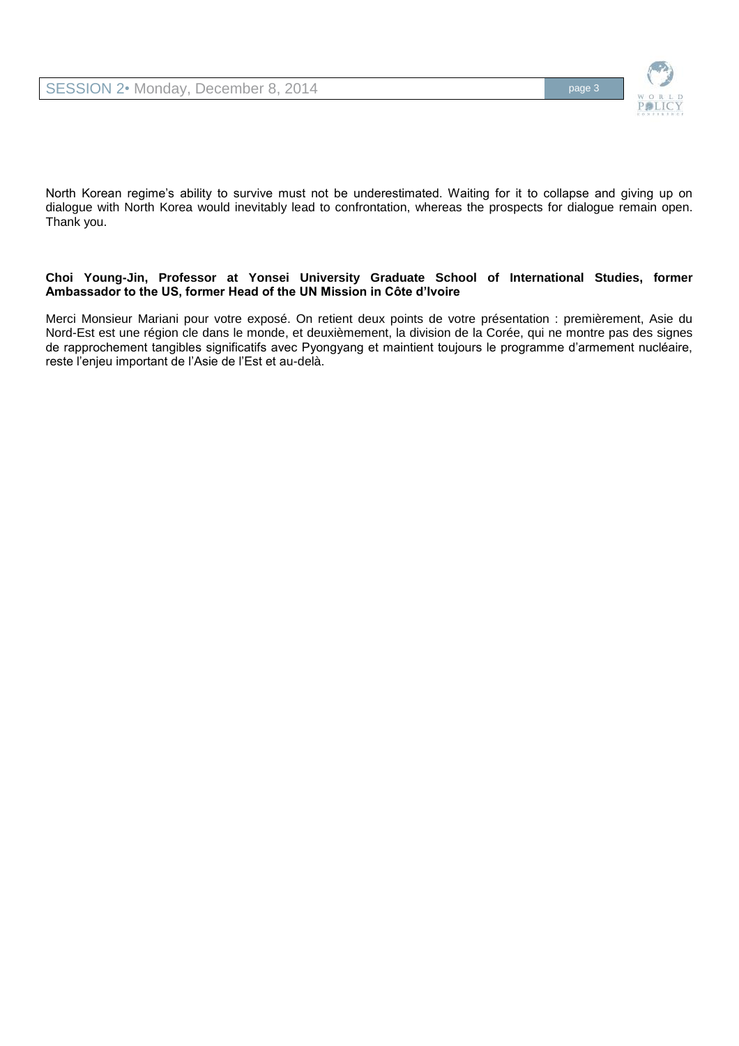North Korean regime's ability to survive must not be underestimated. Waiting for it to collapse and giving up on dialogue with North Korea would inevitably lead to confrontation, whereas the prospects for dialogue remain open. Thank you.

**Choi Young-Jin, Professor at Yonsei University Graduate School of International Studies, former Ambassador to the US, former Head of the UN Mission in Côte d'Ivoire**

Merci Monsieur Mariani pour votre exposé. On retient deux points de votre présentation : premièrement, Asie du Nord-Est est une région cle dans le monde, et deuxièmement, la division de la Corée, qui ne montre pas des signes de rapprochement tangibles significatifs avec Pyongyang et maintient toujours le programme d'armement nucléaire, reste l'enjeu important de l'Asie de l'Est et au-delà.